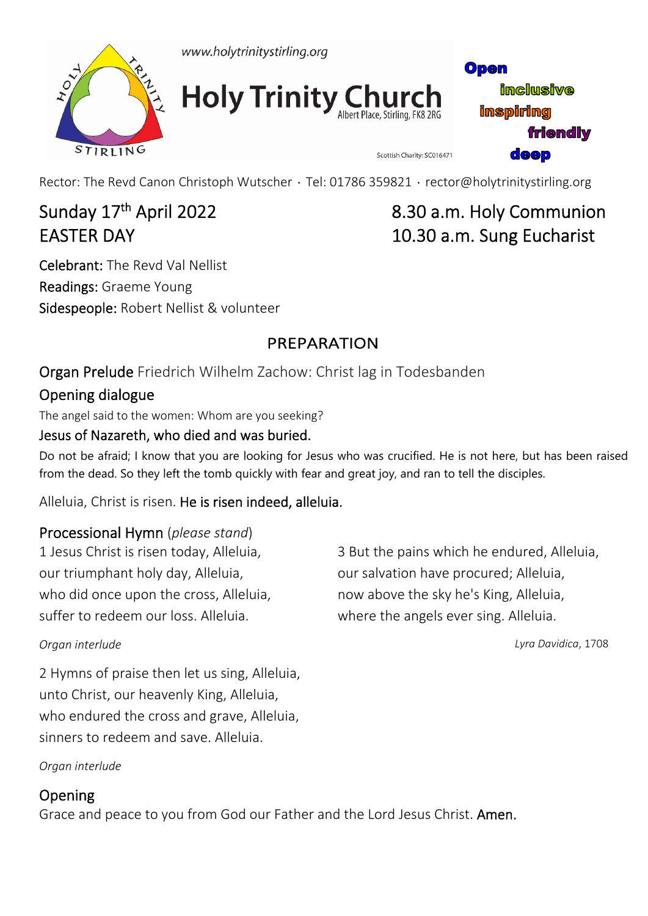www.holytrinitystirling.org

# Holy Trinity Church

Albert Place, Stirling, FK8 2RG

Scottish Charity: SC016471

Open
inclusive
inspiring
friendly
deep

Rector: The Revd Canon Christoph Wutscher · Tel: 01786 359821 · rector@holytrinitystirling.org

## Sunday 17th April 2022 EASTER DAY

## 8.30 a.m. Holy Communion 10.30 a.m. Sung Eucharist

Celebrant: The Revd Val Nellist
Readings: Graeme Young
Sidespeople: Robert Nellist & volunteer

## PREPARATION

### Organ Prelude
Friedrich Wilhelm Zachow: Christ lag in Todesbanden

### Opening dialogue

The angel said to the women: Whom are you seeking?

**Jesus of Nazareth, who died and was buried.**

Do not be afraid; I know that you are looking for Jesus who was crucified. He is not here, but has been raised from the dead. So they left the tomb quickly with fear and great joy, and ran to tell the disciples.

Alleluia, Christ is risen. **He is risen indeed, alleluia.**

### Processional Hymn (*please stand*)

1 Jesus Christ is risen today, Alleluia,
our triumphant holy day, Alleluia,
who did once upon the cross, Alleluia,
suffer to redeem our loss. Alleluia.

*Organ interlude*

2 Hymns of praise then let us sing, Alleluia,
unto Christ, our heavenly King, Alleluia,
who endured the cross and grave, Alleluia,
sinners to redeem and save. Alleluia.

*Organ interlude*

3 But the pains which he endured, Alleluia,
our salvation have procured; Alleluia,
now above the sky he's King, Alleluia,
where the angels ever sing. Alleluia.

*Lyra Davidica*, 1708

### Opening

Grace and peace to you from God our Father and the Lord Jesus Christ. **Amen.**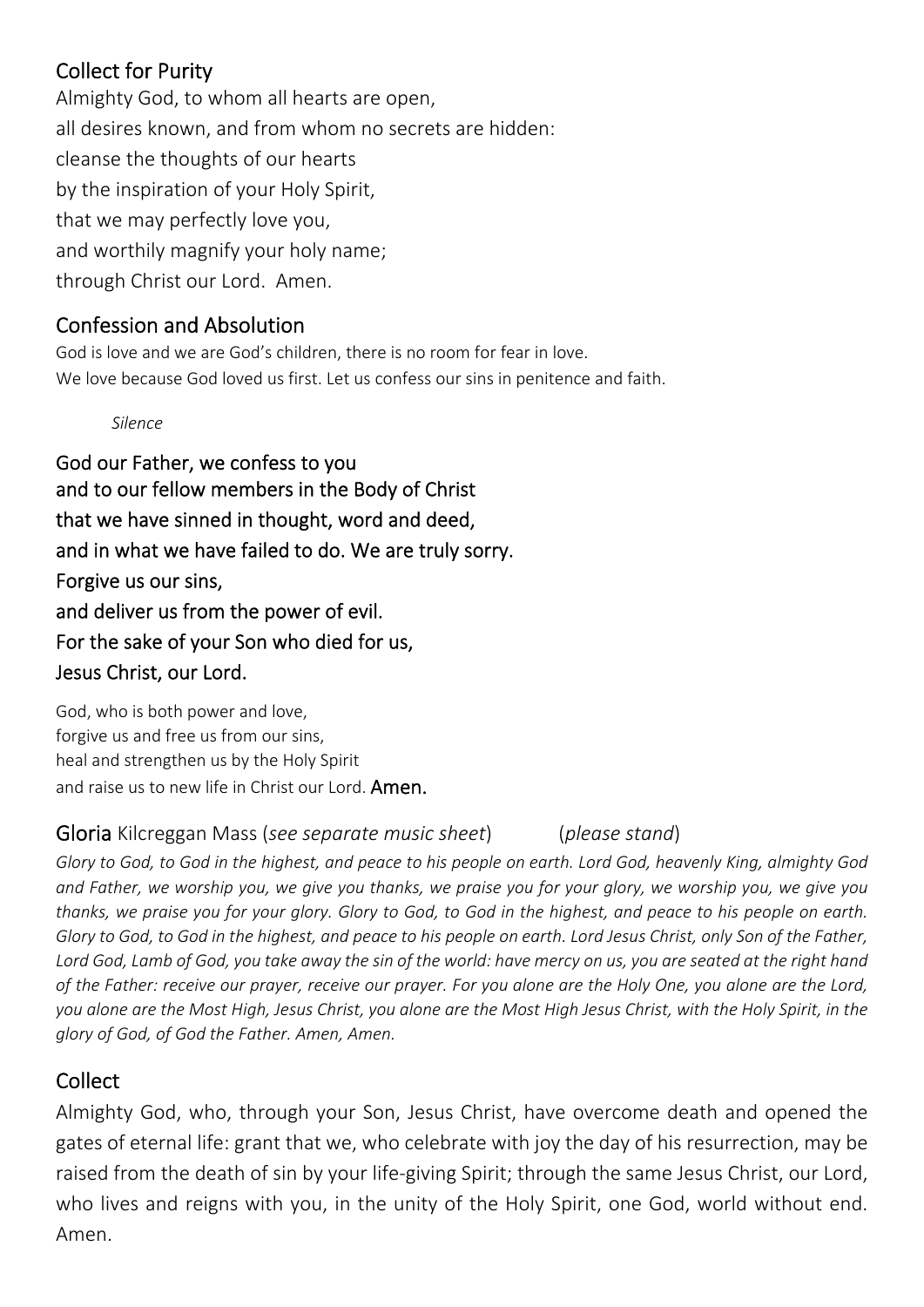## Collect for Purity

Almighty God, to whom all hearts are open,
all desires known, and from whom no secrets are hidden:
cleanse the thoughts of our hearts
by the inspiration of your Holy Spirit,
that we may perfectly love you,
and worthily magnify your holy name;
through Christ our Lord. Amen.

## Confession and Absolution

God is love and we are God's children, there is no room for fear in love.
We love because God loved us first. Let us confess our sins in penitence and faith.

*Silence*

**God our Father, we confess to you**
**and to our fellow members in the Body of Christ**
**that we have sinned in thought, word and deed,**
**and in what we have failed to do. We are truly sorry.**
**Forgive us our sins,**
**and deliver us from the power of evil.**
**For the sake of your Son who died for us,**
**Jesus Christ, our Lord.**

God, who is both power and love,
forgive us and free us from our sins,
heal and strengthen us by the Holy Spirit
and raise us to new life in Christ our Lord. **Amen.**

## Gloria Kilcreggan Mass (*see separate music sheet*) (*please stand*)

*Glory to God, to God in the highest, and peace to his people on earth. Lord God, heavenly King, almighty God and Father, we worship you, we give you thanks, we praise you for your glory, we worship you, we give you thanks, we praise you for your glory. Glory to God, to God in the highest, and peace to his people on earth. Glory to God, to God in the highest, and peace to his people on earth. Lord Jesus Christ, only Son of the Father, Lord God, Lamb of God, you take away the sin of the world: have mercy on us, you are seated at the right hand of the Father: receive our prayer, receive our prayer. For you alone are the Holy One, you alone are the Lord, you alone are the Most High, Jesus Christ, you alone are the Most High Jesus Christ, with the Holy Spirit, in the glory of God, of God the Father. Amen, Amen.*

## Collect

Almighty God, who, through your Son, Jesus Christ, have overcome death and opened the gates of eternal life: grant that we, who celebrate with joy the day of his resurrection, may be raised from the death of sin by your life-giving Spirit; through the same Jesus Christ, our Lord, who lives and reigns with you, in the unity of the Holy Spirit, one God, world without end. Amen.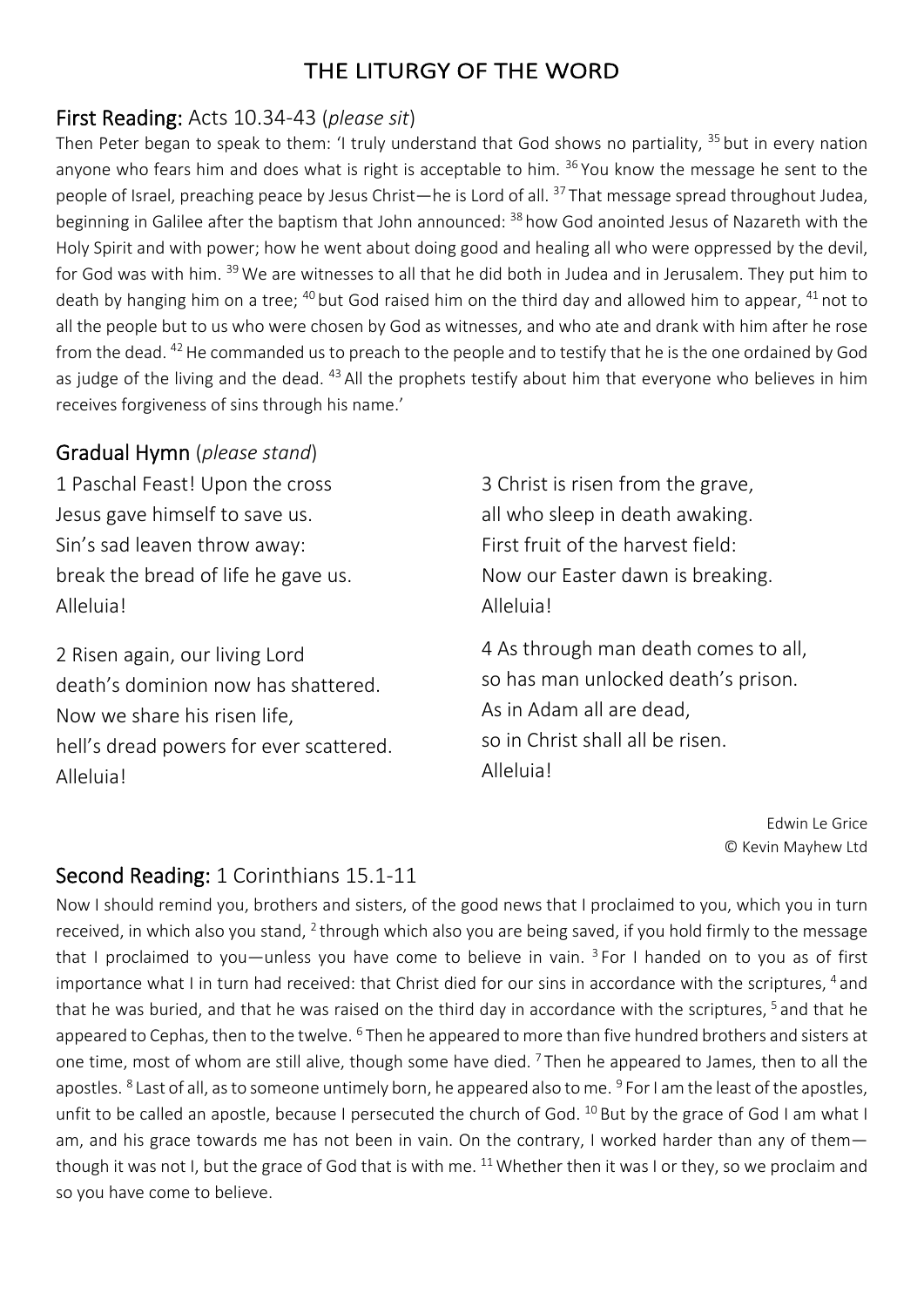# THE LITURGY OF THE WORD

## First Reading: Acts 10.34-43 (*please sit*)

Then Peter began to speak to them: 'I truly understand that God shows no partiality, [35] but in every nation anyone who fears him and does what is right is acceptable to him. [36] You know the message he sent to the people of Israel, preaching peace by Jesus Christ—he is Lord of all. [37] That message spread throughout Judea, beginning in Galilee after the baptism that John announced: [38] how God anointed Jesus of Nazareth with the Holy Spirit and with power; how he went about doing good and healing all who were oppressed by the devil, for God was with him. [39] We are witnesses to all that he did both in Judea and in Jerusalem. They put him to death by hanging him on a tree; [40] but God raised him on the third day and allowed him to appear, [41] not to all the people but to us who were chosen by God as witnesses, and who ate and drank with him after he rose from the dead. [42] He commanded us to preach to the people and to testify that he is the one ordained by God as judge of the living and the dead. [43] All the prophets testify about him that everyone who believes in him receives forgiveness of sins through his name.'

## Gradual Hymn (*please stand*)

1 Paschal Feast! Upon the cross
Jesus gave himself to save us.
Sin's sad leaven throw away:
break the bread of life he gave us.
Alleluia!

2 Risen again, our living Lord
death's dominion now has shattered.
Now we share his risen life,
hell's dread powers for ever scattered.
Alleluia!

3 Christ is risen from the grave,
all who sleep in death awaking.
First fruit of the harvest field:
Now our Easter dawn is breaking.
Alleluia!

4 As through man death comes to all,
so has man unlocked death's prison.
As in Adam all are dead,
so in Christ shall all be risen.
Alleluia!

Edwin Le Grice
© Kevin Mayhew Ltd

## Second Reading: 1 Corinthians 15.1-11

Now I should remind you, brothers and sisters, of the good news that I proclaimed to you, which you in turn received, in which also you stand, [2] through which also you are being saved, if you hold firmly to the message that I proclaimed to you—unless you have come to believe in vain. [3] For I handed on to you as of first importance what I in turn had received: that Christ died for our sins in accordance with the scriptures, [4] and that he was buried, and that he was raised on the third day in accordance with the scriptures, [5] and that he appeared to Cephas, then to the twelve. [6] Then he appeared to more than five hundred brothers and sisters at one time, most of whom are still alive, though some have died. [7] Then he appeared to James, then to all the apostles. [8] Last of all, as to someone untimely born, he appeared also to me. [9] For I am the least of the apostles, unfit to be called an apostle, because I persecuted the church of God. [10] But by the grace of God I am what I am, and his grace towards me has not been in vain. On the contrary, I worked harder than any of them—though it was not I, but the grace of God that is with me. [11] Whether then it was I or they, so we proclaim and so you have come to believe.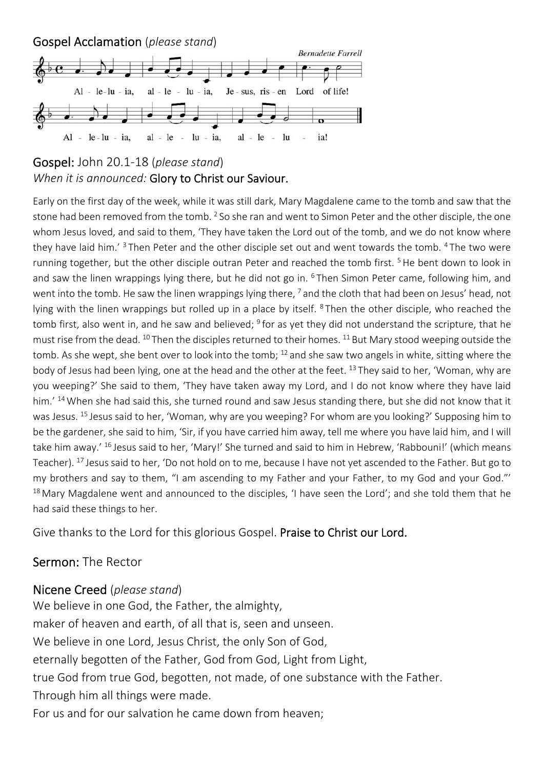## Gospel Acclamation (*please stand*)

Bernadette Farrell

Alleluia, alleluia, Jesus, risen Lord of life!
Alleluia, alleluia, alleluia!

## Gospel: John 20.1-18 (*please stand*)

*When it is announced:* Glory to Christ our Saviour.

Early on the first day of the week, while it was still dark, Mary Magdalene came to the tomb and saw that the stone had been removed from the tomb. [2] So she ran and went to Simon Peter and the other disciple, the one whom Jesus loved, and said to them, 'They have taken the Lord out of the tomb, and we do not know where they have laid him.' [3] Then Peter and the other disciple set out and went towards the tomb. [4] The two were running together, but the other disciple outran Peter and reached the tomb first. [5] He bent down to look in and saw the linen wrappings lying there, but he did not go in. [6] Then Simon Peter came, following him, and went into the tomb. He saw the linen wrappings lying there, [7] and the cloth that had been on Jesus' head, not lying with the linen wrappings but rolled up in a place by itself. [8] Then the other disciple, who reached the tomb first, also went in, and he saw and believed; [9] for as yet they did not understand the scripture, that he must rise from the dead. [10] Then the disciples returned to their homes. [11] But Mary stood weeping outside the tomb. As she wept, she bent over to look into the tomb; [12] and she saw two angels in white, sitting where the body of Jesus had been lying, one at the head and the other at the feet. [13] They said to her, 'Woman, why are you weeping?' She said to them, 'They have taken away my Lord, and I do not know where they have laid him.' [14] When she had said this, she turned round and saw Jesus standing there, but she did not know that it was Jesus. [15] Jesus said to her, 'Woman, why are you weeping? For whom are you looking?' Supposing him to be the gardener, she said to him, 'Sir, if you have carried him away, tell me where you have laid him, and I will take him away.' [16] Jesus said to her, 'Mary!' She turned and said to him in Hebrew, 'Rabbouni!' (which means Teacher). [17] Jesus said to her, 'Do not hold on to me, because I have not yet ascended to the Father. But go to my brothers and say to them, "I am ascending to my Father and your Father, to my God and your God."' [18] Mary Magdalene went and announced to the disciples, 'I have seen the Lord'; and she told them that he had said these things to her.

Give thanks to the Lord for this glorious Gospel. Praise to Christ our Lord.

## Sermon: The Rector

## Nicene Creed (*please stand*)

We believe in one God, the Father, the almighty,
maker of heaven and earth, of all that is, seen and unseen.
We believe in one Lord, Jesus Christ, the only Son of God,
eternally begotten of the Father, God from God, Light from Light,
true God from true God, begotten, not made, of one substance with the Father.
Through him all things were made.
For us and for our salvation he came down from heaven;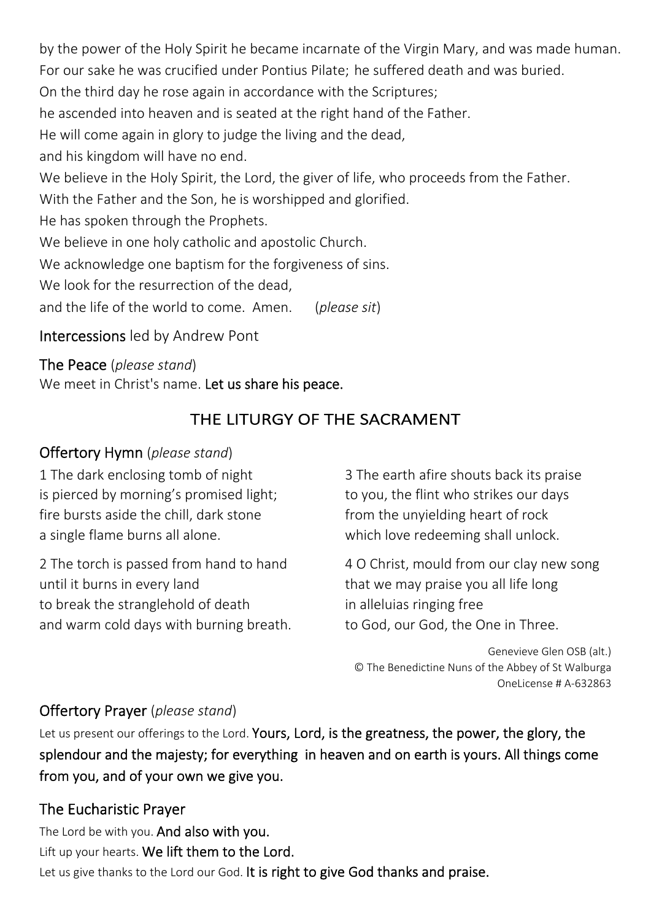by the power of the Holy Spirit he became incarnate of the Virgin Mary, and was made human.
For our sake he was crucified under Pontius Pilate; he suffered death and was buried.
On the third day he rose again in accordance with the Scriptures;
he ascended into heaven and is seated at the right hand of the Father.
He will come again in glory to judge the living and the dead,
and his kingdom will have no end.
We believe in the Holy Spirit, the Lord, the giver of life, who proceeds from the Father.
With the Father and the Son, he is worshipped and glorified.
He has spoken through the Prophets.
We believe in one holy catholic and apostolic Church.
We acknowledge one baptism for the forgiveness of sins.
We look for the resurrection of the dead,
and the life of the world to come. Amen. (*please sit*)

### Intercessions led by Andrew Pont

### The Peace (*please stand*)

We meet in Christ's name. **Let us share his peace.**

## THE LITURGY OF THE SACRAMENT

### Offertory Hymn (*please stand*)

1 The dark enclosing tomb of night
is pierced by morning's promised light;
fire bursts aside the chill, dark stone
a single flame burns all alone.

2 The torch is passed from hand to hand
until it burns in every land
to break the stranglehold of death
and warm cold days with burning breath.

3 The earth afire shouts back its praise
to you, the flint who strikes our days
from the unyielding heart of rock
which love redeeming shall unlock.

4 O Christ, mould from our clay new song
that we may praise you all life long
in alleluias ringing free
to God, our God, the One in Three.

Genevieve Glen OSB (alt.)
© The Benedictine Nuns of the Abbey of St Walburga
OneLicense # A-632863

### Offertory Prayer (*please stand*)

Let us present our offerings to the Lord. **Yours, Lord, is the greatness, the power, the glory, the splendour and the majesty; for everything in heaven and on earth is yours. All things come from you, and of your own we give you.**

### The Eucharistic Prayer

The Lord be with you. **And also with you.**
Lift up your hearts. **We lift them to the Lord.**
Let us give thanks to the Lord our God. **It is right to give God thanks and praise.**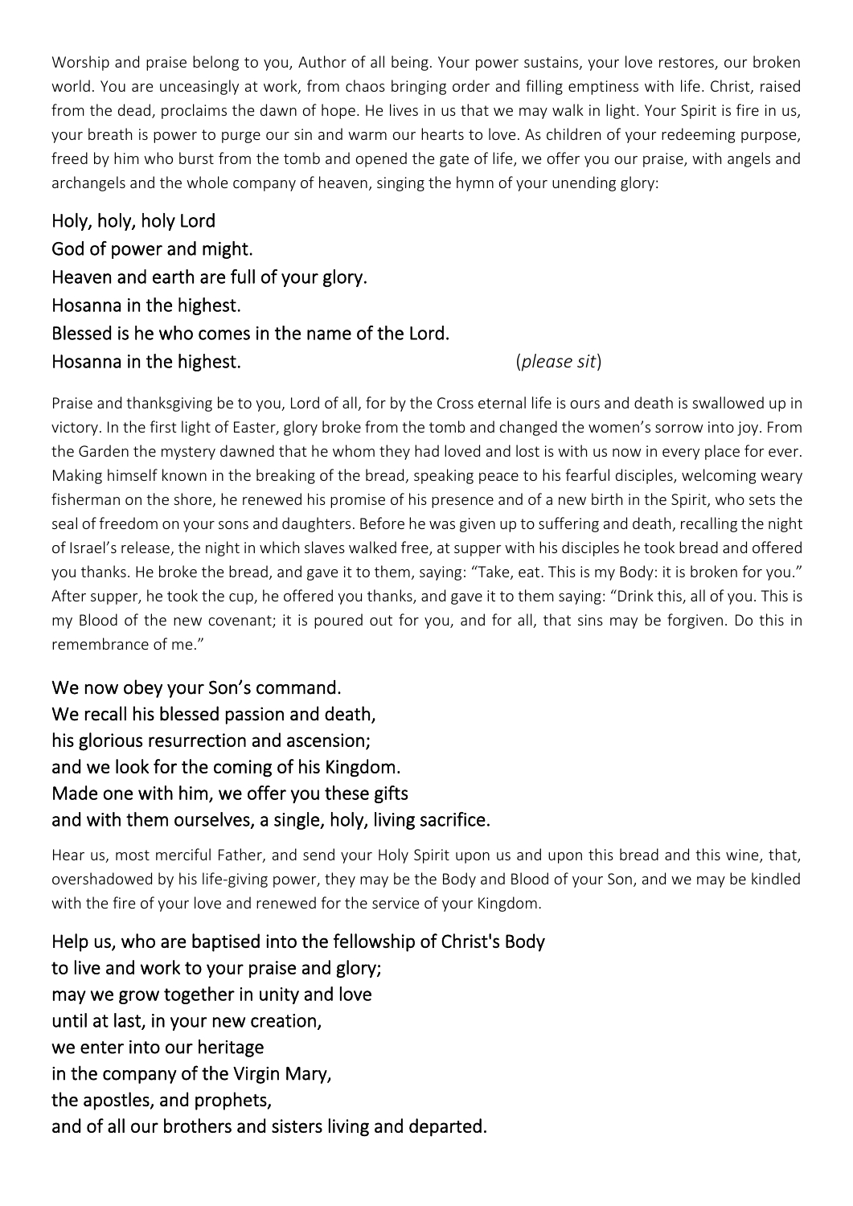Worship and praise belong to you, Author of all being. Your power sustains, your love restores, our broken world. You are unceasingly at work, from chaos bringing order and filling emptiness with life. Christ, raised from the dead, proclaims the dawn of hope. He lives in us that we may walk in light. Your Spirit is fire in us, your breath is power to purge our sin and warm our hearts to love. As children of your redeeming purpose, freed by him who burst from the tomb and opened the gate of life, we offer you our praise, with angels and archangels and the whole company of heaven, singing the hymn of your unending glory:

**Holy, holy, holy Lord**
**God of power and might.**
**Heaven and earth are full of your glory.**
**Hosanna in the highest.**
**Blessed is he who comes in the name of the Lord.**
**Hosanna in the highest.** (*please sit*)

Praise and thanksgiving be to you, Lord of all, for by the Cross eternal life is ours and death is swallowed up in victory. In the first light of Easter, glory broke from the tomb and changed the women's sorrow into joy. From the Garden the mystery dawned that he whom they had loved and lost is with us now in every place for ever. Making himself known in the breaking of the bread, speaking peace to his fearful disciples, welcoming weary fisherman on the shore, he renewed his promise of his presence and of a new birth in the Spirit, who sets the seal of freedom on your sons and daughters. Before he was given up to suffering and death, recalling the night of Israel's release, the night in which slaves walked free, at supper with his disciples he took bread and offered you thanks. He broke the bread, and gave it to them, saying: "Take, eat. This is my Body: it is broken for you." After supper, he took the cup, he offered you thanks, and gave it to them saying: "Drink this, all of you. This is my Blood of the new covenant; it is poured out for you, and for all, that sins may be forgiven. Do this in remembrance of me."

**We now obey your Son's command.**
**We recall his blessed passion and death,**
**his glorious resurrection and ascension;**
**and we look for the coming of his Kingdom.**
**Made one with him, we offer you these gifts**
**and with them ourselves, a single, holy, living sacrifice.**

Hear us, most merciful Father, and send your Holy Spirit upon us and upon this bread and this wine, that, overshadowed by his life-giving power, they may be the Body and Blood of your Son, and we may be kindled with the fire of your love and renewed for the service of your Kingdom.

**Help us, who are baptised into the fellowship of Christ's Body**
**to live and work to your praise and glory;**
**may we grow together in unity and love**
**until at last, in your new creation,**
**we enter into our heritage**
**in the company of the Virgin Mary,**
**the apostles, and prophets,**
**and of all our brothers and sisters living and departed.**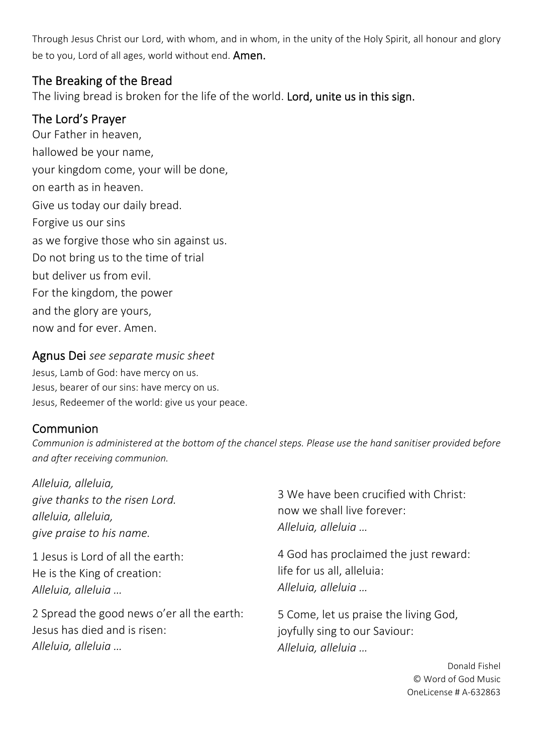Through Jesus Christ our Lord, with whom, and in whom, in the unity of the Holy Spirit, all honour and glory be to you, Lord of all ages, world without end. **Amen.**

## The Breaking of the Bread

The living bread is broken for the life of the world. **Lord, unite us in this sign.**

## The Lord's Prayer

Our Father in heaven,
hallowed be your name,
your kingdom come, your will be done,
on earth as in heaven.
Give us today our daily bread.
Forgive us our sins
as we forgive those who sin against us.
Do not bring us to the time of trial
but deliver us from evil.
For the kingdom, the power
and the glory are yours,
now and for ever. Amen.

## Agnus Dei *see separate music sheet*

Jesus, Lamb of God: have mercy on us.
Jesus, bearer of our sins: have mercy on us.
Jesus, Redeemer of the world: give us your peace.

## Communion

*Communion is administered at the bottom of the chancel steps. Please use the hand sanitiser provided before and after receiving communion.*

*Alleluia, alleluia,*
*give thanks to the risen Lord.*
*alleluia, alleluia,*
*give praise to his name.*

1 Jesus is Lord of all the earth:
He is the King of creation:
*Alleluia, alleluia …*

2 Spread the good news o'er all the earth:
Jesus has died and is risen:
*Alleluia, alleluia …*

3 We have been crucified with Christ:
now we shall live forever:
*Alleluia, alleluia …*

4 God has proclaimed the just reward:
life for us all, alleluia:
*Alleluia, alleluia …*

5 Come, let us praise the living God,
joyfully sing to our Saviour:
*Alleluia, alleluia …*

Donald Fishel
© Word of God Music
OneLicense # A-632863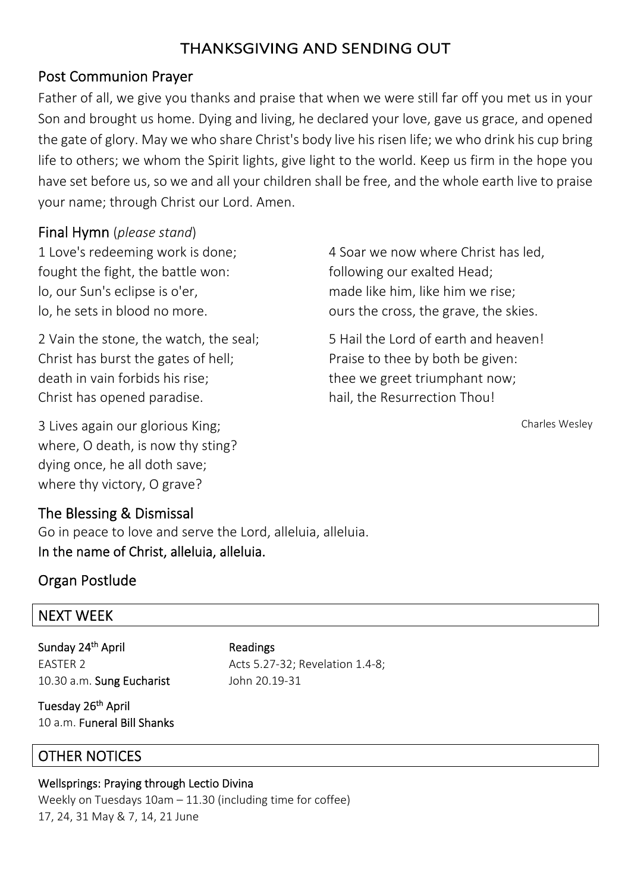# THANKSGIVING AND SENDING OUT

## Post Communion Prayer

Father of all, we give you thanks and praise that when we were still far off you met us in your Son and brought us home. Dying and living, he declared your love, gave us grace, and opened the gate of glory. May we who share Christ's body live his risen life; we who drink his cup bring life to others; we whom the Spirit lights, give light to the world. Keep us firm in the hope you have set before us, so we and all your children shall be free, and the whole earth live to praise your name; through Christ our Lord. Amen.

## Final Hymn (*please stand*)

1 Love's redeeming work is done;
fought the fight, the battle won:
lo, our Sun's eclipse is o'er,
lo, he sets in blood no more.

2 Vain the stone, the watch, the seal;
Christ has burst the gates of hell;
death in vain forbids his rise;
Christ has opened paradise.

3 Lives again our glorious King;
where, O death, is now thy sting?
dying once, he all doth save;
where thy victory, O grave?

4 Soar we now where Christ has led,
following our exalted Head;
made like him, like him we rise;
ours the cross, the grave, the skies.

5 Hail the Lord of earth and heaven!
Praise to thee by both be given:
thee we greet triumphant now;
hail, the Resurrection Thou!

Charles Wesley

## The Blessing & Dismissal

Go in peace to love and serve the Lord, alleluia, alleluia.
**In the name of Christ, alleluia, alleluia.**

## Organ Postlude

## NEXT WEEK

**Sunday 24th April**
EASTER 2
10.30 a.m. **Sung Eucharist**

**Readings**
Acts 5.27-32; Revelation 1.4-8;
John 20.19-31

**Tuesday 26th April**
10 a.m. **Funeral Bill Shanks**

## OTHER NOTICES

**Wellsprings: Praying through Lectio Divina**
Weekly on Tuesdays 10am – 11.30 (including time for coffee)
17, 24, 31 May & 7, 14, 21 June